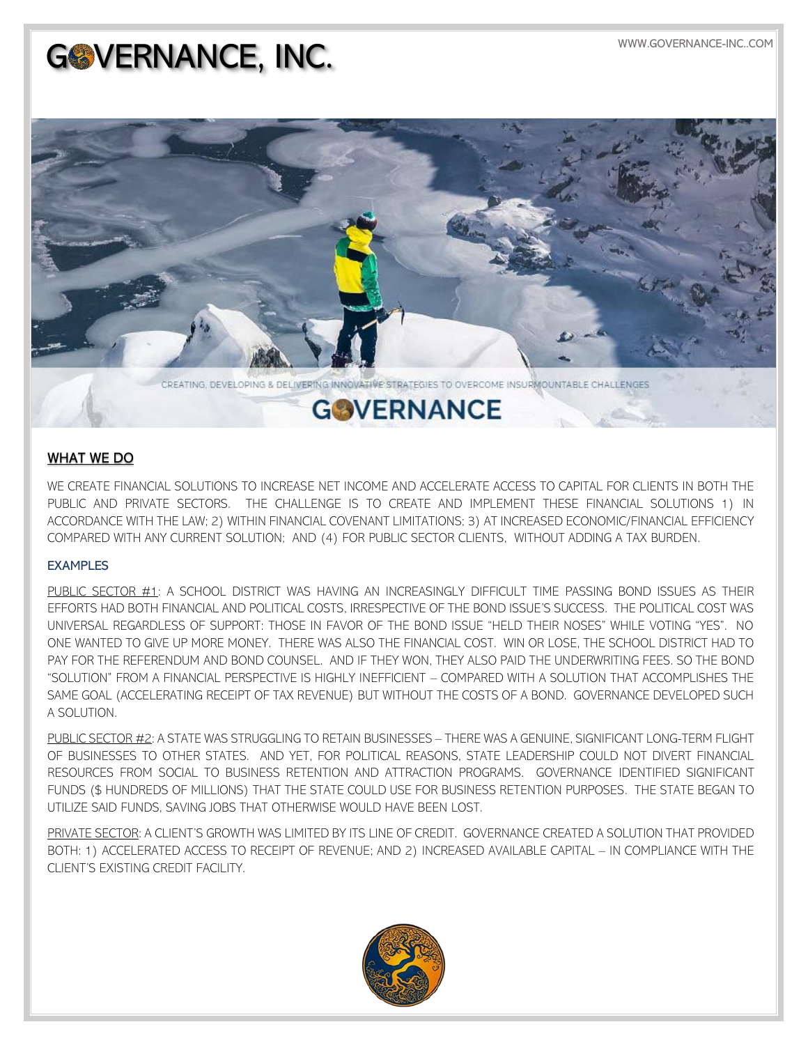# GOVERNANCE, INC.

WWW.GOVERNANCE-INC..COM

CREATING, DEVELOPING & DELIVERING INNOVATIVE STRATEGIES TO OVERCOME INSURMOUNTABLE CHALLENGES

GOVERNANCE

## WHAT WE DO

WE CREATE FINANCIAL SOLUTIONS TO INCREASE NET INCOME AND ACCELERATE ACCESS TO CAPITAL FOR CLIENTS IN BOTH THE PUBLIC AND PRIVATE SECTORS. THE CHALLENGE IS TO CREATE AND IMPLEMENT THESE FINANCIAL SOLUTIONS 1) IN ACCORDANCE WITH THE LAW; 2) WITHIN FINANCIAL COVENANT LIMITATIONS; 3) AT INCREASED ECONOMIC/FINANCIAL EFFICIENCY COMPARED WITH ANY CURRENT SOLUTION; AND (4) FOR PUBLIC SECTOR CLIENTS, WITHOUT ADDING A TAX BURDEN.

### EXAMPLES

PUBLIC SECTOR #1: A SCHOOL DISTRICT WAS HAVING AN INCREASINGLY DIFFICULT TIME PASSING BOND ISSUES AS THEIR EFFORTS HAD BOTH FINANCIAL AND POLITICAL COSTS, IRRESPECTIVE OF THE BOND ISSUE'S SUCCESS. THE POLITICAL COST WAS UNIVERSAL REGARDLESS OF SUPPORT: THOSE IN FAVOR OF THE BOND ISSUE "HELD THEIR NOSES" WHILE VOTING "YES". NO ONE WANTED TO GIVE UP MORE MONEY. THERE WAS ALSO THE FINANCIAL COST. WIN OR LOSE, THE SCHOOL DISTRICT HAD TO PAY FOR THE REFERENDUM AND BOND COUNSEL. AND IF THEY WON, THEY ALSO PAID THE UNDERWRITING FEES. SO THE BOND "SOLUTION" FROM A FINANCIAL PERSPECTIVE IS HIGHLY INEFFICIENT – COMPARED WITH A SOLUTION THAT ACCOMPLISHES THE SAME GOAL (ACCELERATING RECEIPT OF TAX REVENUE) BUT WITHOUT THE COSTS OF A BOND. GOVERNANCE DEVELOPED SUCH A SOLUTION.

PUBLIC SECTOR #2: A STATE WAS STRUGGLING TO RETAIN BUSINESSES – THERE WAS A GENUINE, SIGNIFICANT LONG-TERM FLIGHT OF BUSINESSES TO OTHER STATES. AND YET, FOR POLITICAL REASONS, STATE LEADERSHIP COULD NOT DIVERT FINANCIAL RESOURCES FROM SOCIAL TO BUSINESS RETENTION AND ATTRACTION PROGRAMS. GOVERNANCE IDENTIFIED SIGNIFICANT FUNDS ($ HUNDREDS OF MILLIONS) THAT THE STATE COULD USE FOR BUSINESS RETENTION PURPOSES. THE STATE BEGAN TO UTILIZE SAID FUNDS, SAVING JOBS THAT OTHERWISE WOULD HAVE BEEN LOST.

PRIVATE SECTOR: A CLIENT'S GROWTH WAS LIMITED BY ITS LINE OF CREDIT. GOVERNANCE CREATED A SOLUTION THAT PROVIDED BOTH: 1) ACCELERATED ACCESS TO RECEIPT OF REVENUE; AND 2) INCREASED AVAILABLE CAPITAL – IN COMPLIANCE WITH THE CLIENT'S EXISTING CREDIT FACILITY.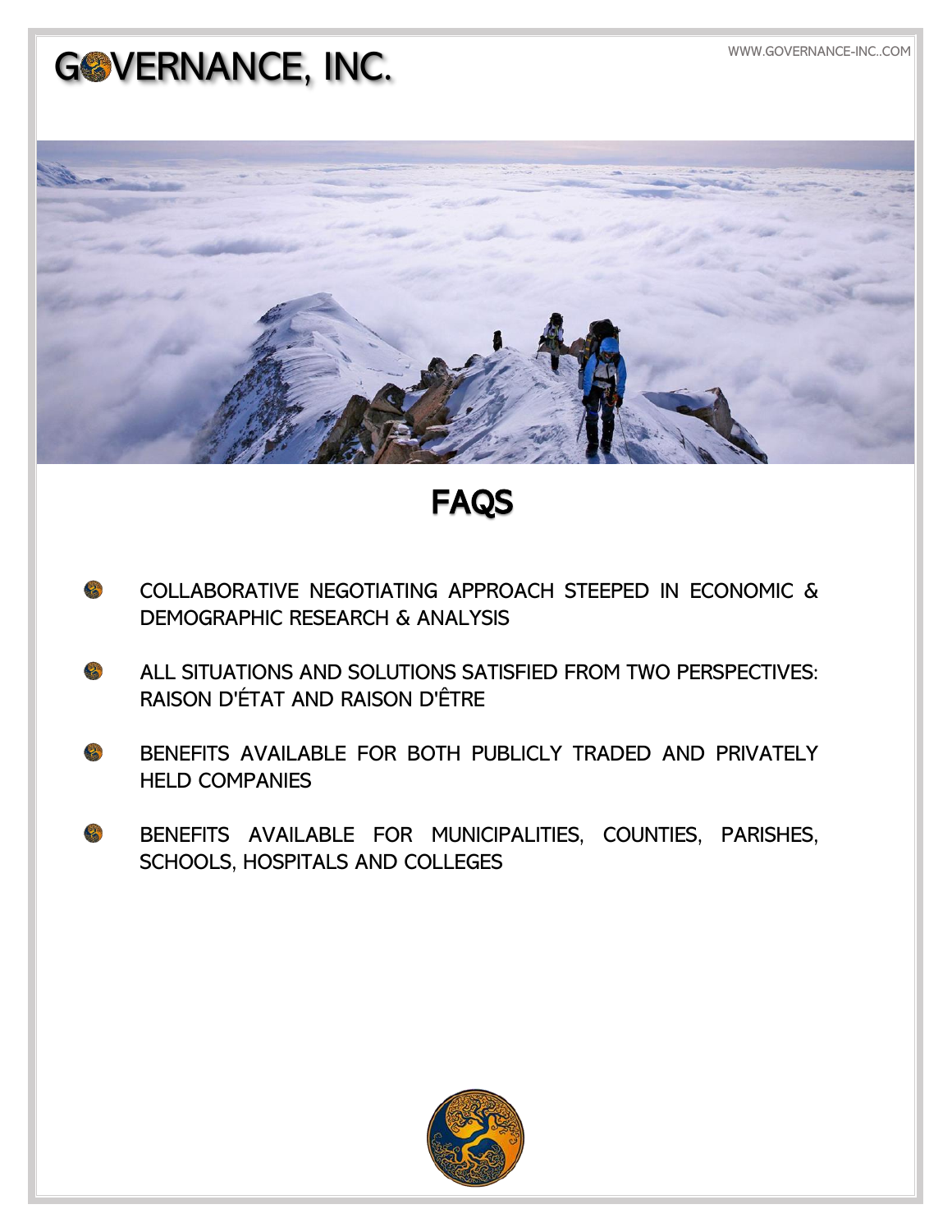# GOVERNANCE, INC.

WWW.GOVERNANCE-INC..COM

## FAQS

- COLLABORATIVE NEGOTIATING APPROACH STEEPED IN ECONOMIC & DEMOGRAPHIC RESEARCH & ANALYSIS
- ALL SITUATIONS AND SOLUTIONS SATISFIED FROM TWO PERSPECTIVES: RAISON D'ÉTAT AND RAISON D'ÊTRE
- BENEFITS AVAILABLE FOR BOTH PUBLICLY TRADED AND PRIVATELY HELD COMPANIES
- BENEFITS AVAILABLE FOR MUNICIPALITIES, COUNTIES, PARISHES, SCHOOLS, HOSPITALS AND COLLEGES